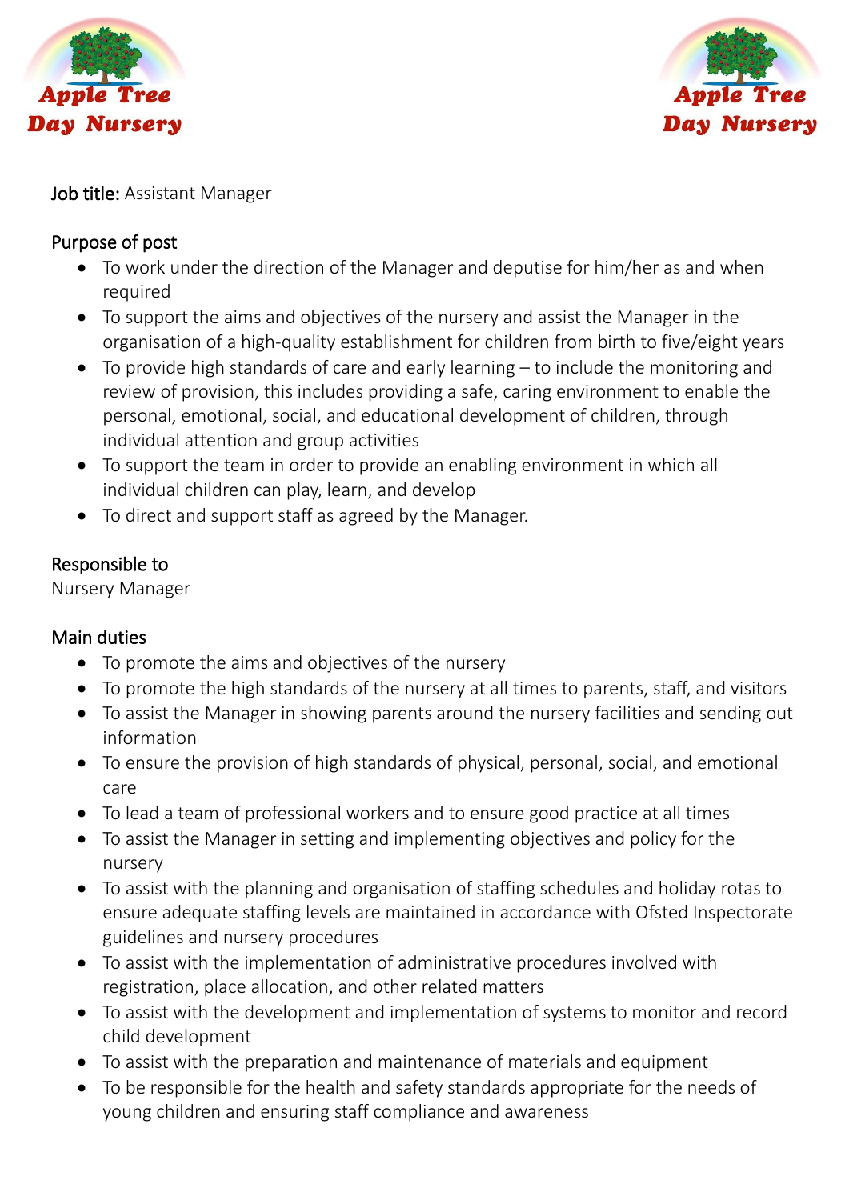Job title: Assistant Manager

## Purpose of post

- To work under the direction of the Manager and deputise for him/her as and when required
- To support the aims and objectives of the nursery and assist the Manager in the organisation of a high-quality establishment for children from birth to five/eight years
- To provide high standards of care and early learning – to include the monitoring and review of provision, this includes providing a safe, caring environment to enable the personal, emotional, social, and educational development of children, through individual attention and group activities
- To support the team in order to provide an enabling environment in which all individual children can play, learn, and develop
- To direct and support staff as agreed by the Manager.

## Responsible to

Nursery Manager

## Main duties

- To promote the aims and objectives of the nursery
- To promote the high standards of the nursery at all times to parents, staff, and visitors
- To assist the Manager in showing parents around the nursery facilities and sending out information
- To ensure the provision of high standards of physical, personal, social, and emotional care
- To lead a team of professional workers and to ensure good practice at all times
- To assist the Manager in setting and implementing objectives and policy for the nursery
- To assist with the planning and organisation of staffing schedules and holiday rotas to ensure adequate staffing levels are maintained in accordance with Ofsted Inspectorate guidelines and nursery procedures
- To assist with the implementation of administrative procedures involved with registration, place allocation, and other related matters
- To assist with the development and implementation of systems to monitor and record child development
- To assist with the preparation and maintenance of materials and equipment
- To be responsible for the health and safety standards appropriate for the needs of young children and ensuring staff compliance and awareness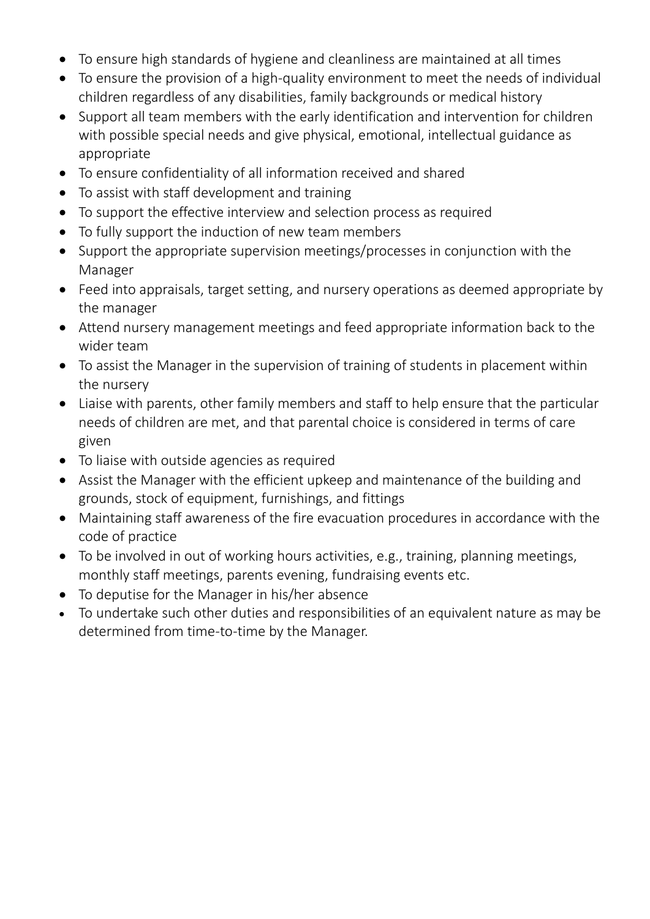- To ensure high standards of hygiene and cleanliness are maintained at all times
- To ensure the provision of a high-quality environment to meet the needs of individual children regardless of any disabilities, family backgrounds or medical history
- Support all team members with the early identification and intervention for children with possible special needs and give physical, emotional, intellectual guidance as appropriate
- To ensure confidentiality of all information received and shared
- To assist with staff development and training
- To support the effective interview and selection process as required
- To fully support the induction of new team members
- Support the appropriate supervision meetings/processes in conjunction with the Manager
- Feed into appraisals, target setting, and nursery operations as deemed appropriate by the manager
- Attend nursery management meetings and feed appropriate information back to the wider team
- To assist the Manager in the supervision of training of students in placement within the nursery
- Liaise with parents, other family members and staff to help ensure that the particular needs of children are met, and that parental choice is considered in terms of care given
- To liaise with outside agencies as required
- Assist the Manager with the efficient upkeep and maintenance of the building and grounds, stock of equipment, furnishings, and fittings
- Maintaining staff awareness of the fire evacuation procedures in accordance with the code of practice
- To be involved in out of working hours activities, e.g., training, planning meetings, monthly staff meetings, parents evening, fundraising events etc.
- To deputise for the Manager in his/her absence
- To undertake such other duties and responsibilities of an equivalent nature as may be determined from time-to-time by the Manager.